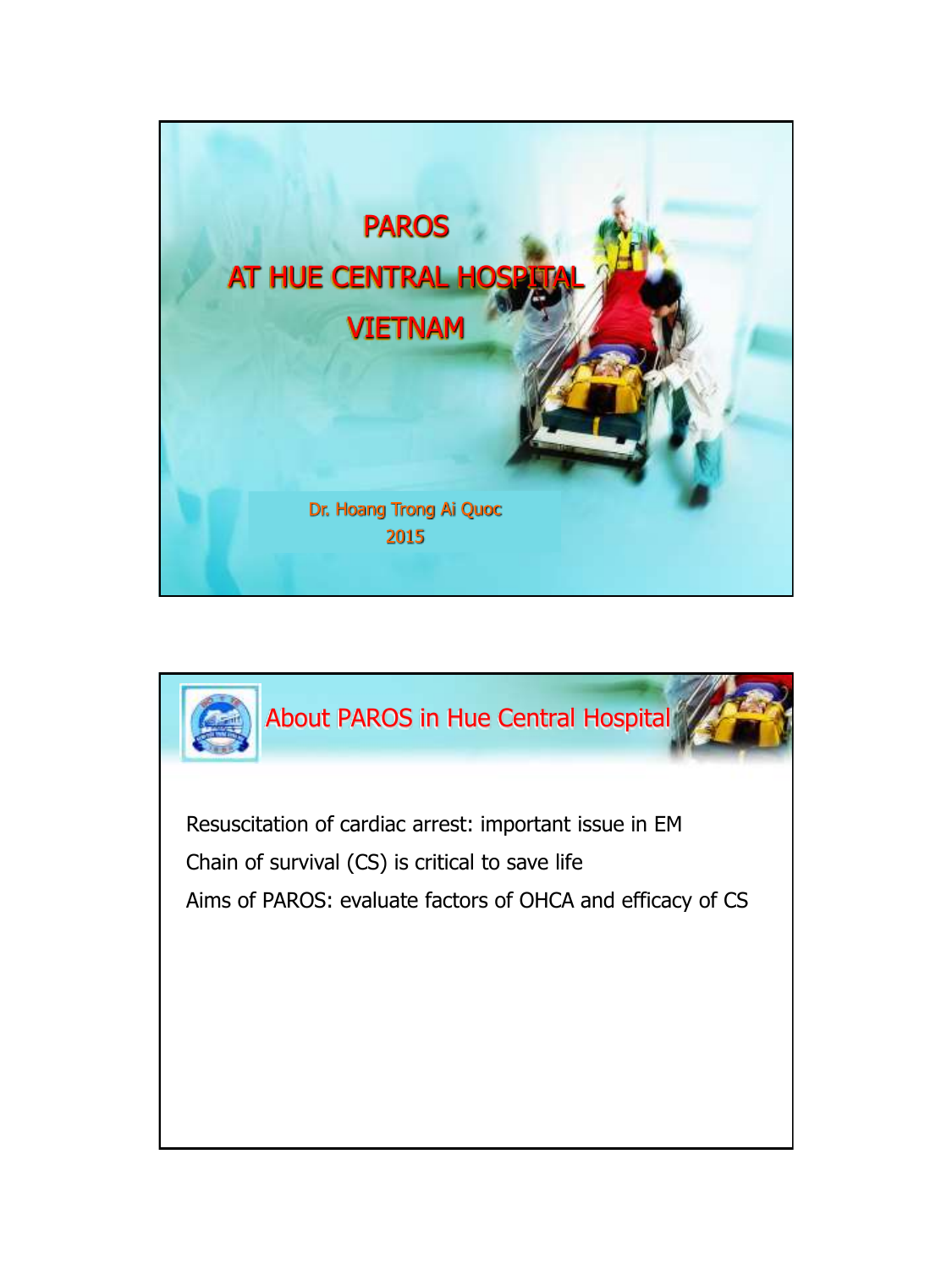# PAROS
# AT HUE CENTRAL HOSPITAL
# VIETNAM

Dr. Hoang Trong Ai Quoc
2015

## About PAROS in Hue Central Hospital

Resuscitation of cardiac arrest: important issue in EM

Chain of survival (CS) is critical to save life

Aims of PAROS: evaluate factors of OHCA and efficacy of CS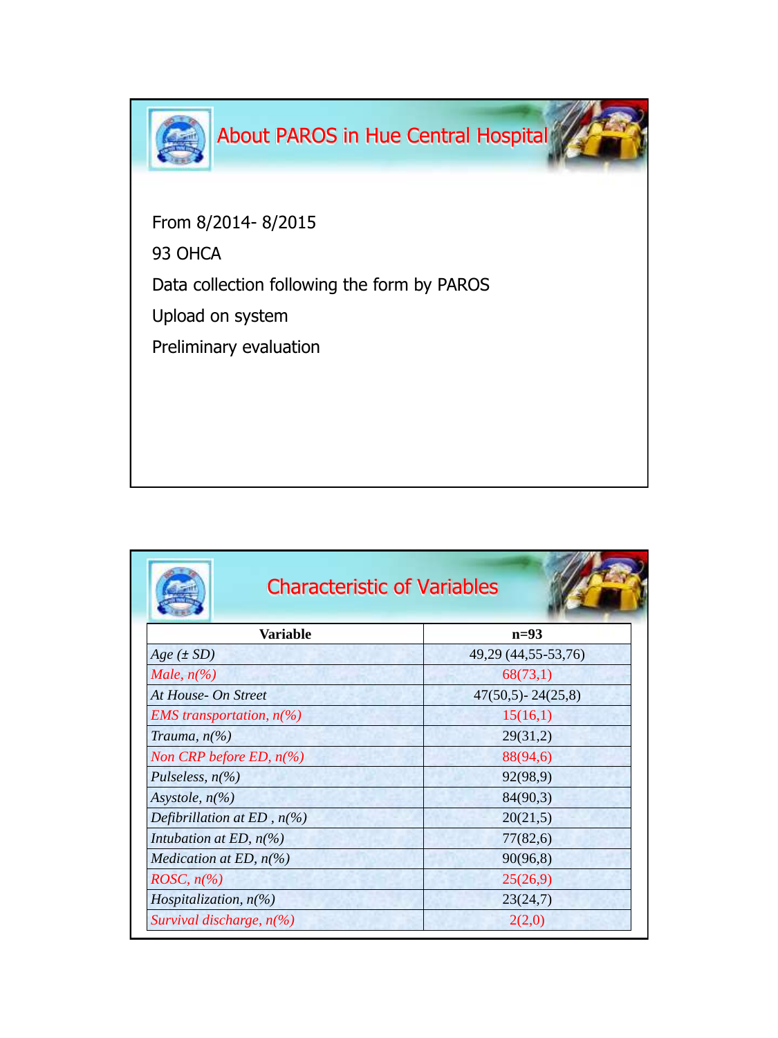## About PAROS in Hue Central Hospital

From 8/2014- 8/2015

93 OHCA

Data collection following the form by PAROS

Upload on system

Preliminary evaluation

## Characteristic of Variables

| Variable | n=93 |
|---|---|
| *Age (± SD)* | 49,29 (44,55-53,76) |
| *Male, n(%)* | 68(73,1) |
| *At House- On Street* | 47(50,5)- 24(25,8) |
| *EMS transportation, n(%)* | 15(16,1) |
| *Trauma, n(%)* | 29(31,2) |
| *Non CRP before ED, n(%)* | 88(94,6) |
| *Pulseless, n(%)* | 92(98,9) |
| *Asystole, n(%)* | 84(90,3) |
| *Defibrillation at ED , n(%)* | 20(21,5) |
| *Intubation at ED, n(%)* | 77(82,6) |
| *Medication at ED, n(%)* | 90(96,8) |
| *ROSC, n(%)* | 25(26,9) |
| *Hospitalization, n(%)* | 23(24,7) |
| *Survival discharge, n(%)* | 2(2,0) |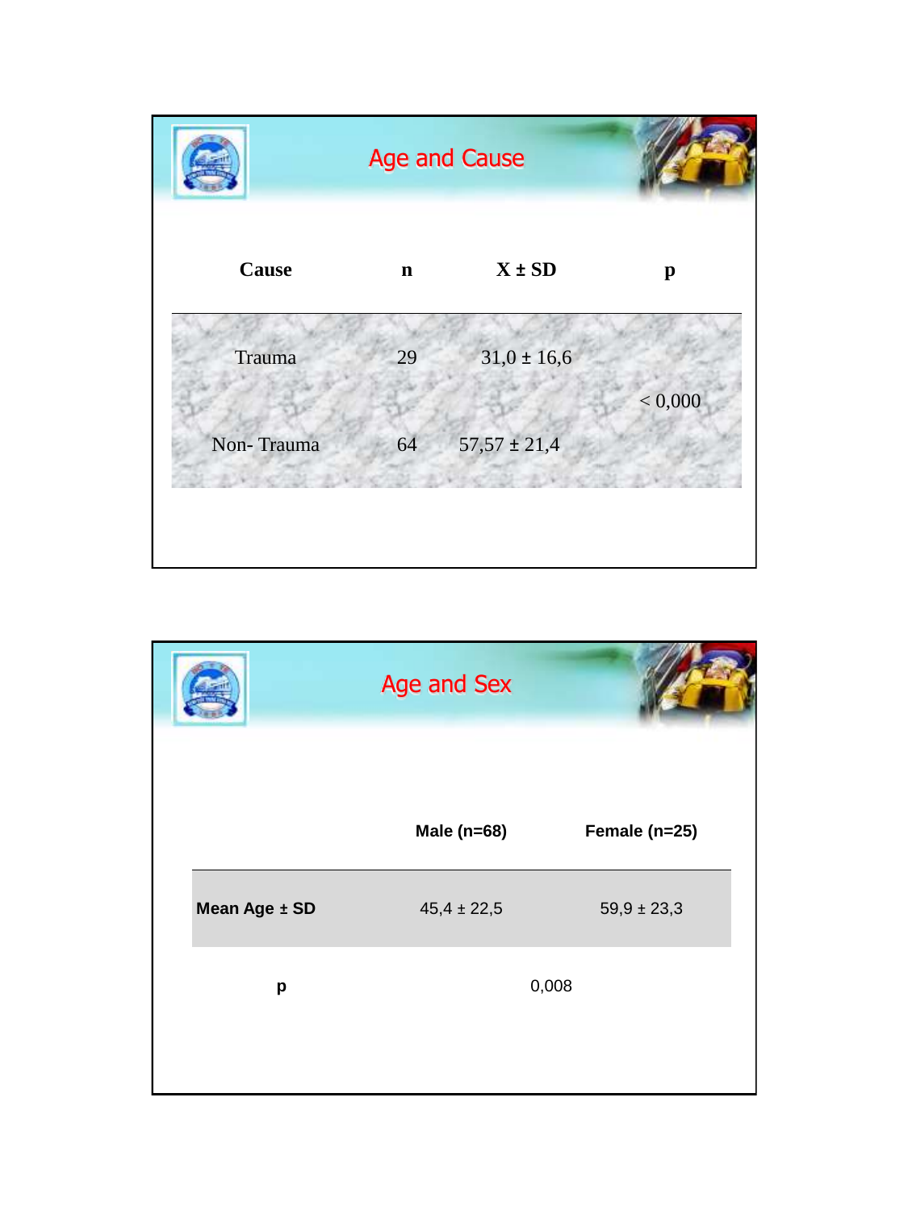## Age and Cause

| Cause | n | X ± SD | p |
|---|---|---|---|
| Trauma | 29 | 31,0 ± 16,6 | < 0,000 |
| Non- Trauma | 64 | 57,57 ± 21,4 | |

## Age and Sex

| | Male (n=68) | Female (n=25) |
|---|---|---|
| **Mean Age ± SD** | 45,4 ± 22,5 | 59,9 ± 23,3 |
| **p** | 0,008 | |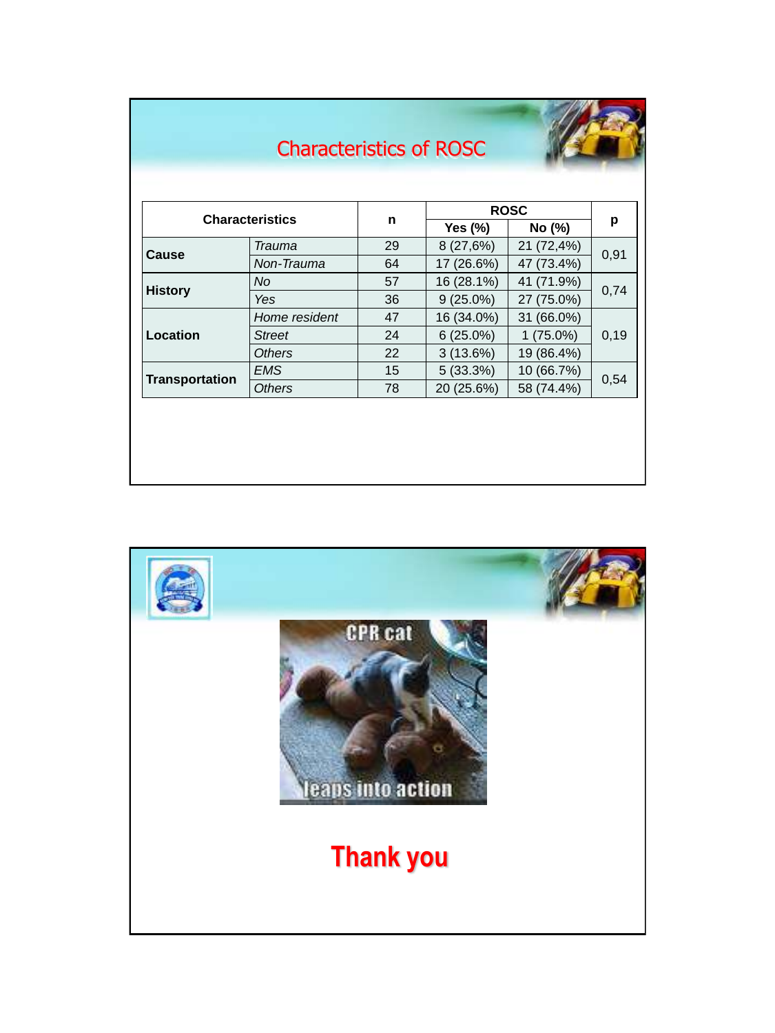## Characteristics of ROSC

| Characteristics | | n | ROSC | | p |
|---|---|---|---|---|---|
| | | | Yes (%) | No (%) | |
| **Cause** | *Trauma* | 29 | 8 (27,6%) | 21 (72,4%) | 0,91 |
| | *Non-Trauma* | 64 | 17 (26.6%) | 47 (73.4%) | |
| **History** | *No* | 57 | 16 (28.1%) | 41 (71.9%) | 0,74 |
| | *Yes* | 36 | 9 (25.0%) | 27 (75.0%) | |
| **Location** | *Home resident* | 47 | 16 (34.0%) | 31 (66.0%) | 0,19 |
| | *Street* | 24 | 6 (25.0%) | 1 (75.0%) | |
| | *Others* | 22 | 3 (13.6%) | 19 (86.4%) | |
| **Transportation** | *EMS* | 15 | 5 (33.3%) | 10 (66.7%) | 0,54 |
| | *Others* | 78 | 20 (25.6%) | 58 (74.4%) | |

CPR cat

leaps into action

## Thank you